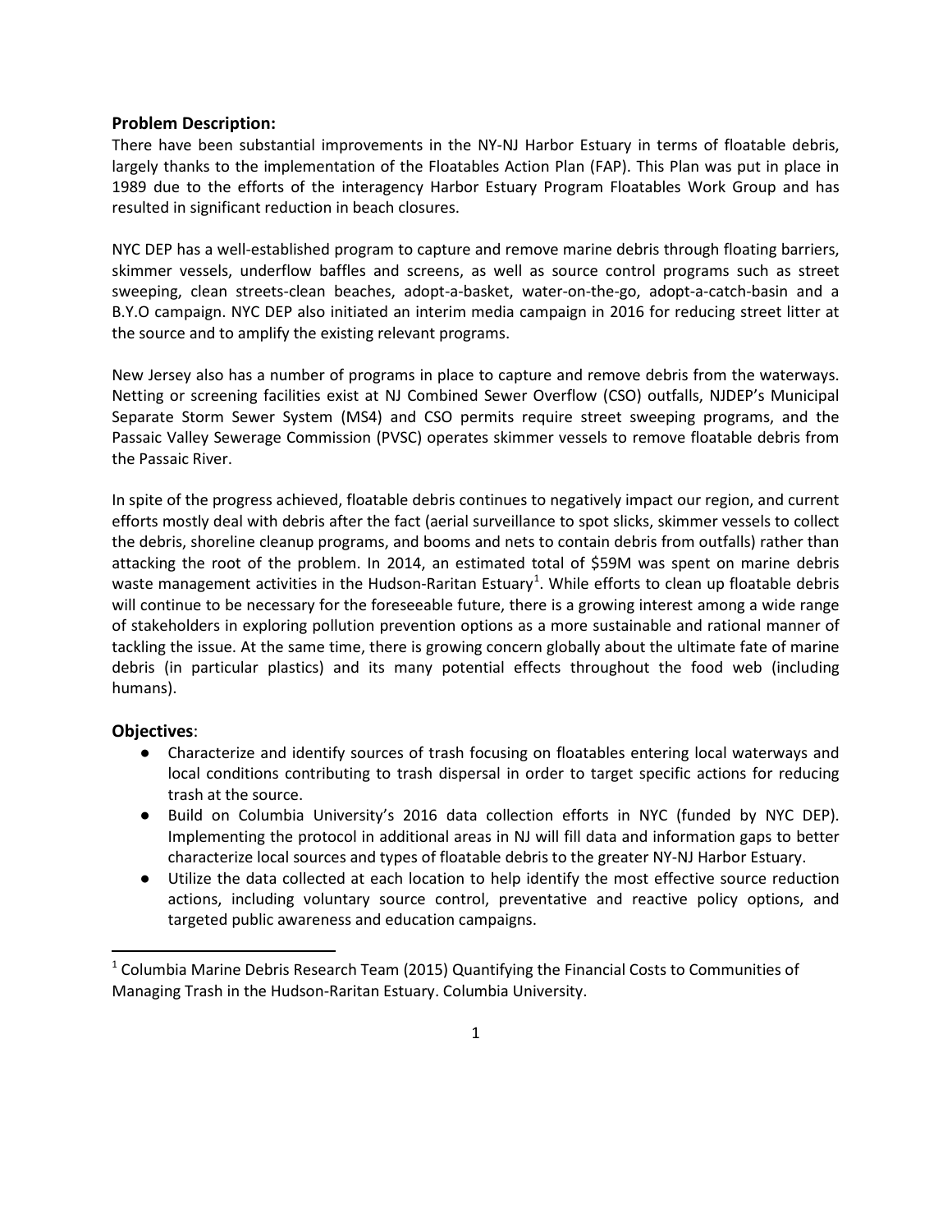**Problem Description:**

There have been substantial improvements in the NY-NJ Harbor Estuary in terms of floatable debris, largely thanks to the implementation of the Floatables Action Plan (FAP). This Plan was put in place in 1989 due to the efforts of the interagency Harbor Estuary Program Floatables Work Group and has resulted in significant reduction in beach closures.

NYC DEP has a well-established program to capture and remove marine debris through floating barriers, skimmer vessels, underflow baffles and screens, as well as source control programs such as street sweeping, clean streets-clean beaches, adopt-a-basket, water-on-the-go, adopt-a-catch-basin and a B.Y.O campaign. NYC DEP also initiated an interim media campaign in 2016 for reducing street litter at the source and to amplify the existing relevant programs.

New Jersey also has a number of programs in place to capture and remove debris from the waterways. Netting or screening facilities exist at NJ Combined Sewer Overflow (CSO) outfalls, NJDEP's Municipal Separate Storm Sewer System (MS4) and CSO permits require street sweeping programs, and the Passaic Valley Sewerage Commission (PVSC) operates skimmer vessels to remove floatable debris from the Passaic River.

In spite of the progress achieved, floatable debris continues to negatively impact our region, and current efforts mostly deal with debris after the fact (aerial surveillance to spot slicks, skimmer vessels to collect the debris, shoreline cleanup programs, and booms and nets to contain debris from outfalls) rather than attacking the root of the problem. In 2014, an estimated total of $59M was spent on marine debris waste management activities in the Hudson-Raritan Estuary[1]. While efforts to clean up floatable debris will continue to be necessary for the foreseeable future, there is a growing interest among a wide range of stakeholders in exploring pollution prevention options as a more sustainable and rational manner of tackling the issue. At the same time, there is growing concern globally about the ultimate fate of marine debris (in particular plastics) and its many potential effects throughout the food web (including humans).

**Objectives**:

- Characterize and identify sources of trash focusing on floatables entering local waterways and local conditions contributing to trash dispersal in order to target specific actions for reducing trash at the source.
- Build on Columbia University's 2016 data collection efforts in NYC (funded by NYC DEP). Implementing the protocol in additional areas in NJ will fill data and information gaps to better characterize local sources and types of floatable debris to the greater NY-NJ Harbor Estuary.
- Utilize the data collected at each location to help identify the most effective source reduction actions, including voluntary source control, preventative and reactive policy options, and targeted public awareness and education campaigns.

[1] Columbia Marine Debris Research Team (2015) Quantifying the Financial Costs to Communities of Managing Trash in the Hudson-Raritan Estuary. Columbia University.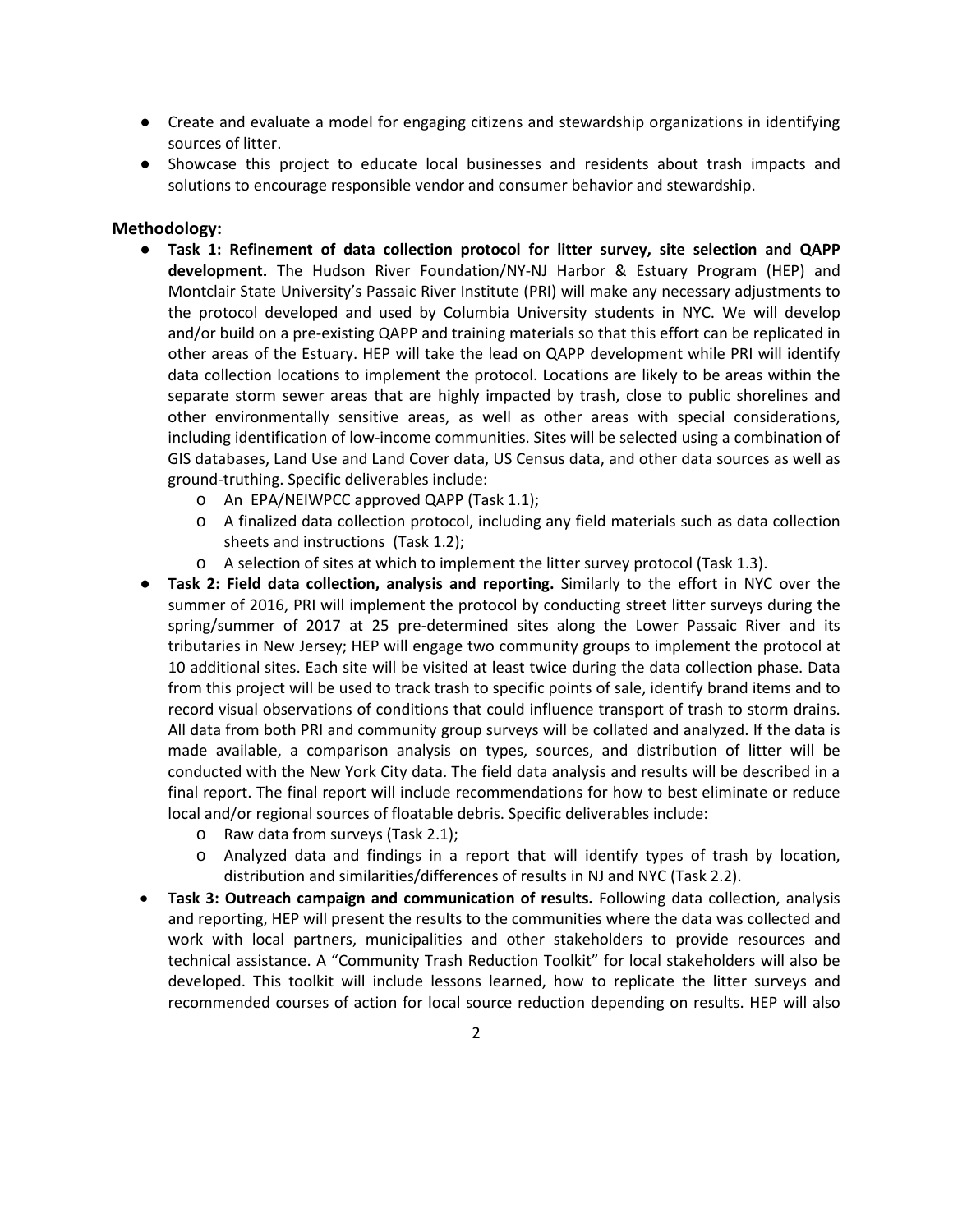- Create and evaluate a model for engaging citizens and stewardship organizations in identifying sources of litter.
- Showcase this project to educate local businesses and residents about trash impacts and solutions to encourage responsible vendor and consumer behavior and stewardship.

### Methodology:

- **Task 1: Refinement of data collection protocol for litter survey, site selection and QAPP development.** The Hudson River Foundation/NY-NJ Harbor & Estuary Program (HEP) and Montclair State University's Passaic River Institute (PRI) will make any necessary adjustments to the protocol developed and used by Columbia University students in NYC. We will develop and/or build on a pre-existing QAPP and training materials so that this effort can be replicated in other areas of the Estuary. HEP will take the lead on QAPP development while PRI will identify data collection locations to implement the protocol. Locations are likely to be areas within the separate storm sewer areas that are highly impacted by trash, close to public shorelines and other environmentally sensitive areas, as well as other areas with special considerations, including identification of low-income communities. Sites will be selected using a combination of GIS databases, Land Use and Land Cover data, US Census data, and other data sources as well as ground-truthing. Specific deliverables include:
  - An EPA/NEIWPCC approved QAPP (Task 1.1);
  - A finalized data collection protocol, including any field materials such as data collection sheets and instructions (Task 1.2);
  - A selection of sites at which to implement the litter survey protocol (Task 1.3).
- **Task 2: Field data collection, analysis and reporting.** Similarly to the effort in NYC over the summer of 2016, PRI will implement the protocol by conducting street litter surveys during the spring/summer of 2017 at 25 pre-determined sites along the Lower Passaic River and its tributaries in New Jersey; HEP will engage two community groups to implement the protocol at 10 additional sites. Each site will be visited at least twice during the data collection phase. Data from this project will be used to track trash to specific points of sale, identify brand items and to record visual observations of conditions that could influence transport of trash to storm drains. All data from both PRI and community group surveys will be collated and analyzed. If the data is made available, a comparison analysis on types, sources, and distribution of litter will be conducted with the New York City data. The field data analysis and results will be described in a final report. The final report will include recommendations for how to best eliminate or reduce local and/or regional sources of floatable debris. Specific deliverables include:
  - Raw data from surveys (Task 2.1);
  - Analyzed data and findings in a report that will identify types of trash by location, distribution and similarities/differences of results in NJ and NYC (Task 2.2).
- **Task 3: Outreach campaign and communication of results.** Following data collection, analysis and reporting, HEP will present the results to the communities where the data was collected and work with local partners, municipalities and other stakeholders to provide resources and technical assistance. A "Community Trash Reduction Toolkit" for local stakeholders will also be developed. This toolkit will include lessons learned, how to replicate the litter surveys and recommended courses of action for local source reduction depending on results. HEP will also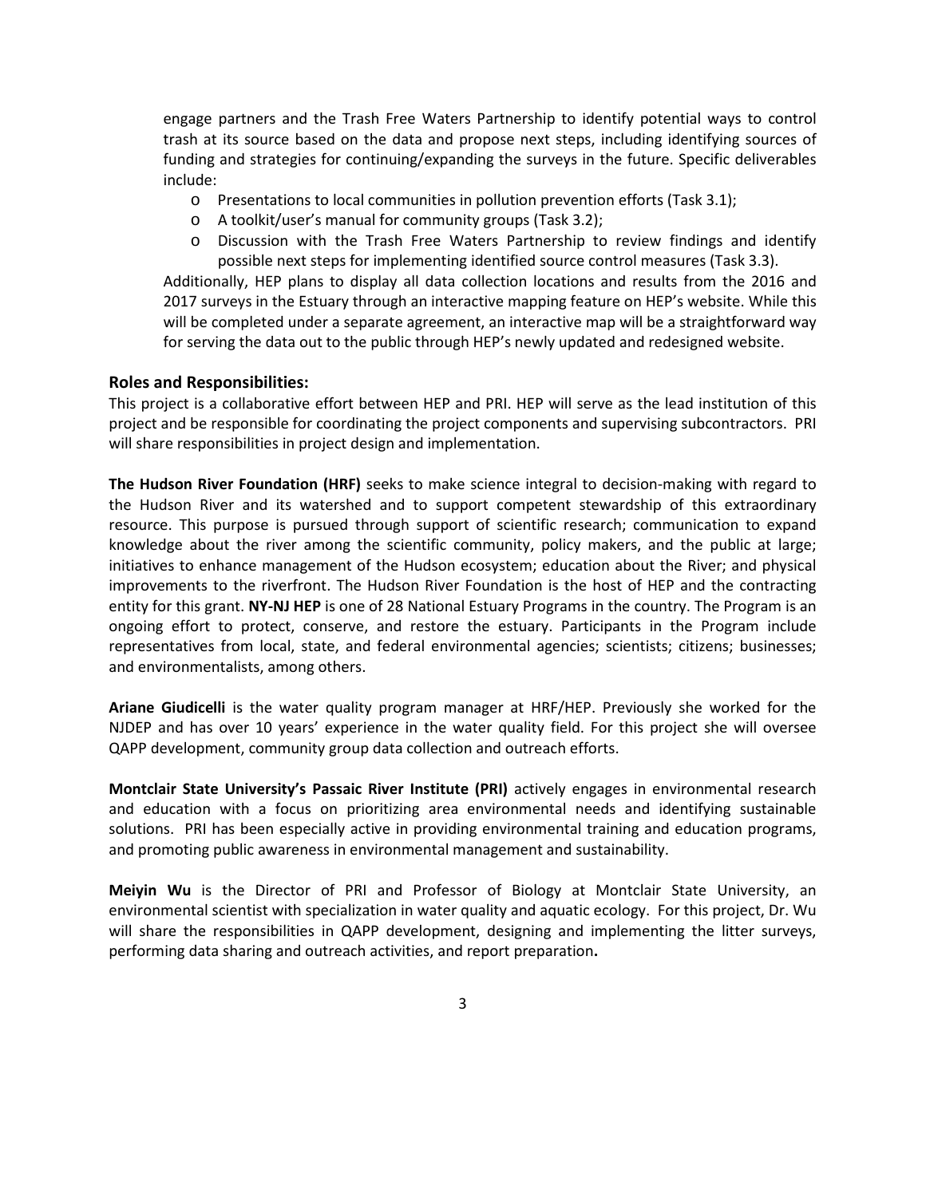engage partners and the Trash Free Waters Partnership to identify potential ways to control trash at its source based on the data and propose next steps, including identifying sources of funding and strategies for continuing/expanding the surveys in the future. Specific deliverables include:

- Presentations to local communities in pollution prevention efforts (Task 3.1);
- A toolkit/user's manual for community groups (Task 3.2);
- Discussion with the Trash Free Waters Partnership to review findings and identify possible next steps for implementing identified source control measures (Task 3.3).

Additionally, HEP plans to display all data collection locations and results from the 2016 and 2017 surveys in the Estuary through an interactive mapping feature on HEP's website. While this will be completed under a separate agreement, an interactive map will be a straightforward way for serving the data out to the public through HEP's newly updated and redesigned website.

## Roles and Responsibilities:

This project is a collaborative effort between HEP and PRI. HEP will serve as the lead institution of this project and be responsible for coordinating the project components and supervising subcontractors. PRI will share responsibilities in project design and implementation.

**The Hudson River Foundation (HRF)** seeks to make science integral to decision-making with regard to the Hudson River and its watershed and to support competent stewardship of this extraordinary resource. This purpose is pursued through support of scientific research; communication to expand knowledge about the river among the scientific community, policy makers, and the public at large; initiatives to enhance management of the Hudson ecosystem; education about the River; and physical improvements to the riverfront. The Hudson River Foundation is the host of HEP and the contracting entity for this grant. **NY-NJ HEP** is one of 28 National Estuary Programs in the country. The Program is an ongoing effort to protect, conserve, and restore the estuary. Participants in the Program include representatives from local, state, and federal environmental agencies; scientists; citizens; businesses; and environmentalists, among others.

**Ariane Giudicelli** is the water quality program manager at HRF/HEP. Previously she worked for the NJDEP and has over 10 years' experience in the water quality field. For this project she will oversee QAPP development, community group data collection and outreach efforts.

**Montclair State University's Passaic River Institute (PRI)** actively engages in environmental research and education with a focus on prioritizing area environmental needs and identifying sustainable solutions. PRI has been especially active in providing environmental training and education programs, and promoting public awareness in environmental management and sustainability.

**Meiyin Wu** is the Director of PRI and Professor of Biology at Montclair State University, an environmental scientist with specialization in water quality and aquatic ecology. For this project, Dr. Wu will share the responsibilities in QAPP development, designing and implementing the litter surveys, performing data sharing and outreach activities, and report preparation.